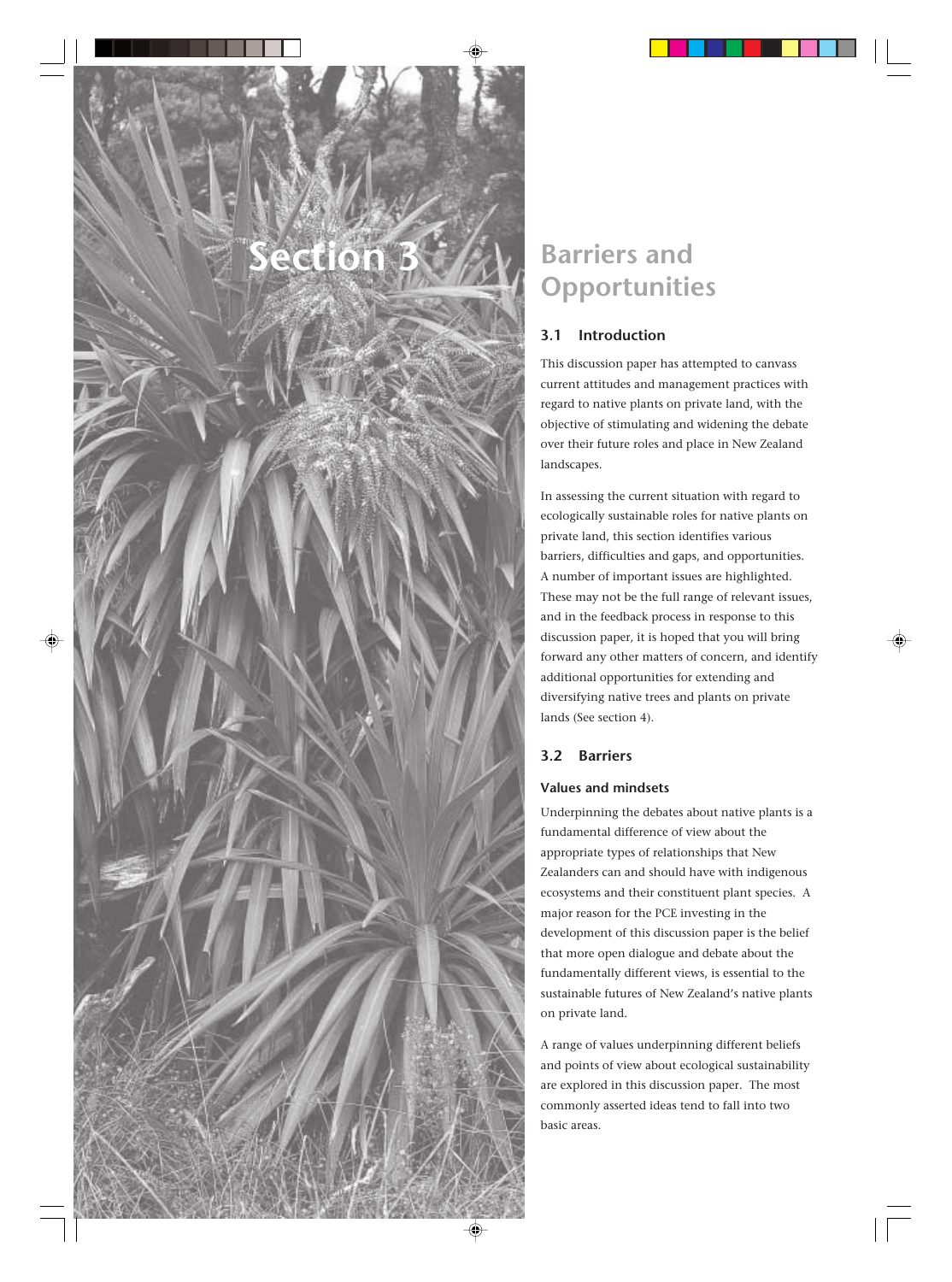# Section 3 Barriers and Opportunities

## 3.1 Introduction

This discussion paper has attempted to canvass current attitudes and management practices with regard to native plants on private land, with the objective of stimulating and widening the debate over their future roles and place in New Zealand landscapes.

In assessing the current situation with regard to ecologically sustainable roles for native plants on private land, this section identifies various barriers, difficulties and gaps, and opportunities. A number of important issues are highlighted. These may not be the full range of relevant issues, and in the feedback process in response to this discussion paper, it is hoped that you will bring forward any other matters of concern, and identify additional opportunities for extending and diversifying native trees and plants on private lands (See section 4).

## 3.2 Barriers

### Values and mindsets

Underpinning the debates about native plants is a fundamental difference of view about the appropriate types of relationships that New Zealanders can and should have with indigenous ecosystems and their constituent plant species. A major reason for the PCE investing in the development of this discussion paper is the belief that more open dialogue and debate about the fundamentally different views, is essential to the sustainable futures of New Zealand's native plants on private land.

A range of values underpinning different beliefs and points of view about ecological sustainability are explored in this discussion paper. The most commonly asserted ideas tend to fall into two basic areas.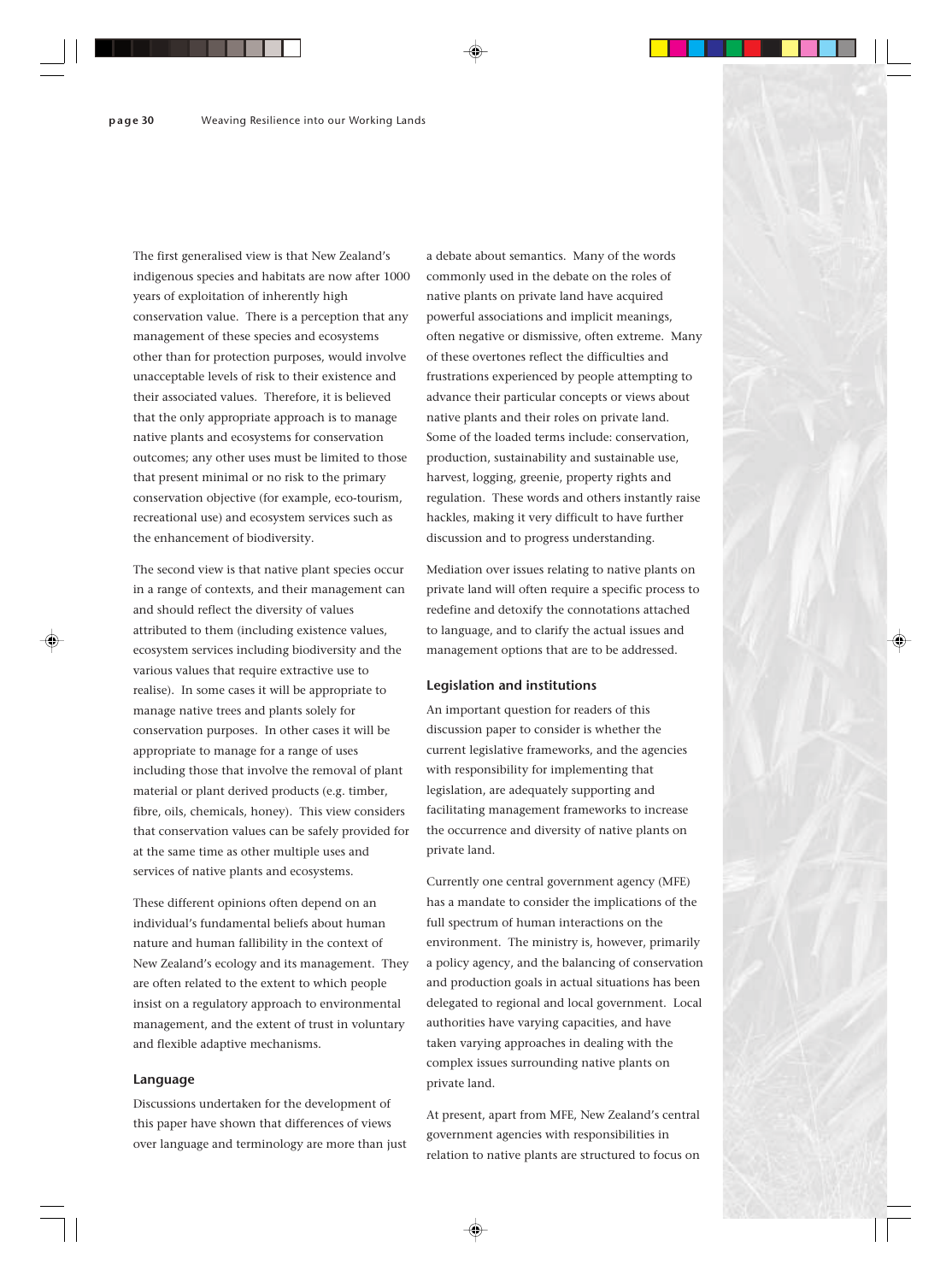The first generalised view is that New Zealand's indigenous species and habitats are now after 1000 years of exploitation of inherently high conservation value. There is a perception that any management of these species and ecosystems other than for protection purposes, would involve unacceptable levels of risk to their existence and their associated values. Therefore, it is believed that the only appropriate approach is to manage native plants and ecosystems for conservation outcomes; any other uses must be limited to those that present minimal or no risk to the primary conservation objective (for example, eco-tourism, recreational use) and ecosystem services such as the enhancement of biodiversity.

The second view is that native plant species occur in a range of contexts, and their management can and should reflect the diversity of values attributed to them (including existence values, ecosystem services including biodiversity and the various values that require extractive use to realise). In some cases it will be appropriate to manage native trees and plants solely for conservation purposes. In other cases it will be appropriate to manage for a range of uses including those that involve the removal of plant material or plant derived products (e.g. timber, fibre, oils, chemicals, honey). This view considers that conservation values can be safely provided for at the same time as other multiple uses and services of native plants and ecosystems.

These different opinions often depend on an individual's fundamental beliefs about human nature and human fallibility in the context of New Zealand's ecology and its management. They are often related to the extent to which people insist on a regulatory approach to environmental management, and the extent of trust in voluntary and flexible adaptive mechanisms.

### Language

Discussions undertaken for the development of this paper have shown that differences of views over language and terminology are more than just a debate about semantics. Many of the words commonly used in the debate on the roles of native plants on private land have acquired powerful associations and implicit meanings, often negative or dismissive, often extreme. Many of these overtones reflect the difficulties and frustrations experienced by people attempting to advance their particular concepts or views about native plants and their roles on private land. Some of the loaded terms include: conservation, production, sustainability and sustainable use, harvest, logging, greenie, property rights and regulation. These words and others instantly raise hackles, making it very difficult to have further discussion and to progress understanding.

Mediation over issues relating to native plants on private land will often require a specific process to redefine and detoxify the connotations attached to language, and to clarify the actual issues and management options that are to be addressed.

### Legislation and institutions

An important question for readers of this discussion paper to consider is whether the current legislative frameworks, and the agencies with responsibility for implementing that legislation, are adequately supporting and facilitating management frameworks to increase the occurrence and diversity of native plants on private land.

Currently one central government agency (MFE) has a mandate to consider the implications of the full spectrum of human interactions on the environment. The ministry is, however, primarily a policy agency, and the balancing of conservation and production goals in actual situations has been delegated to regional and local government. Local authorities have varying capacities, and have taken varying approaches in dealing with the complex issues surrounding native plants on private land.

At present, apart from MFE, New Zealand's central government agencies with responsibilities in relation to native plants are structured to focus on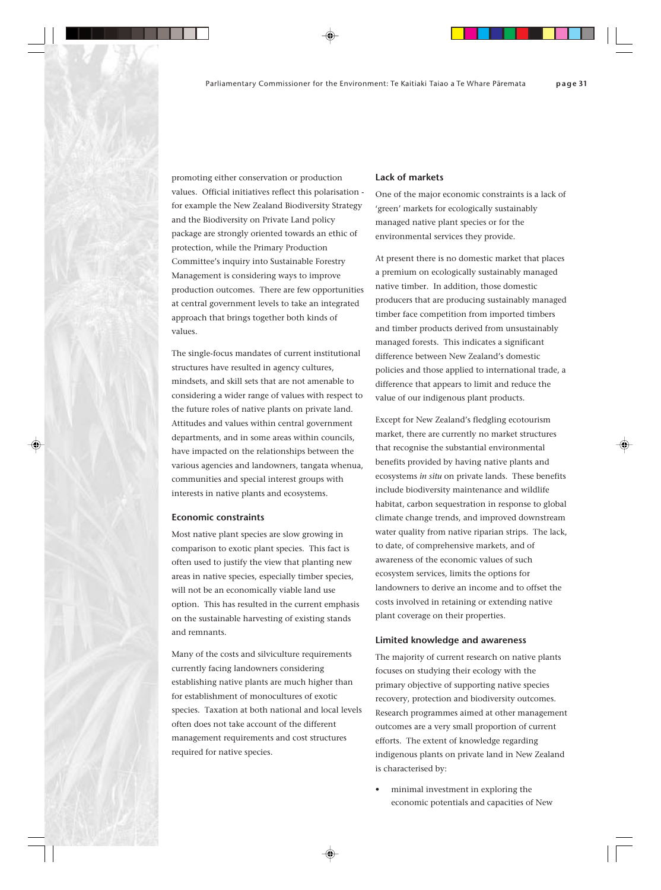promoting either conservation or production values. Official initiatives reflect this polarisation - for example the New Zealand Biodiversity Strategy and the Biodiversity on Private Land policy package are strongly oriented towards an ethic of protection, while the Primary Production Committee's inquiry into Sustainable Forestry Management is considering ways to improve production outcomes. There are few opportunities at central government levels to take an integrated approach that brings together both kinds of values.

The single-focus mandates of current institutional structures have resulted in agency cultures, mindsets, and skill sets that are not amenable to considering a wider range of values with respect to the future roles of native plants on private land. Attitudes and values within central government departments, and in some areas within councils, have impacted on the relationships between the various agencies and landowners, tangata whenua, communities and special interest groups with interests in native plants and ecosystems.

### Economic constraints

Most native plant species are slow growing in comparison to exotic plant species. This fact is often used to justify the view that planting new areas in native species, especially timber species, will not be an economically viable land use option. This has resulted in the current emphasis on the sustainable harvesting of existing stands and remnants.

Many of the costs and silviculture requirements currently facing landowners considering establishing native plants are much higher than for establishment of monocultures of exotic species. Taxation at both national and local levels often does not take account of the different management requirements and cost structures required for native species.

### Lack of markets

One of the major economic constraints is a lack of 'green' markets for ecologically sustainably managed native plant species or for the environmental services they provide.

At present there is no domestic market that places a premium on ecologically sustainably managed native timber. In addition, those domestic producers that are producing sustainably managed timber face competition from imported timbers and timber products derived from unsustainably managed forests. This indicates a significant difference between New Zealand's domestic policies and those applied to international trade, a difference that appears to limit and reduce the value of our indigenous plant products.

Except for New Zealand's fledgling ecotourism market, there are currently no market structures that recognise the substantial environmental benefits provided by having native plants and ecosystems *in situ* on private lands. These benefits include biodiversity maintenance and wildlife habitat, carbon sequestration in response to global climate change trends, and improved downstream water quality from native riparian strips. The lack, to date, of comprehensive markets, and of awareness of the economic values of such ecosystem services, limits the options for landowners to derive an income and to offset the costs involved in retaining or extending native plant coverage on their properties.

### Limited knowledge and awareness

The majority of current research on native plants focuses on studying their ecology with the primary objective of supporting native species recovery, protection and biodiversity outcomes. Research programmes aimed at other management outcomes are a very small proportion of current efforts. The extent of knowledge regarding indigenous plants on private land in New Zealand is characterised by:

- minimal investment in exploring the economic potentials and capacities of New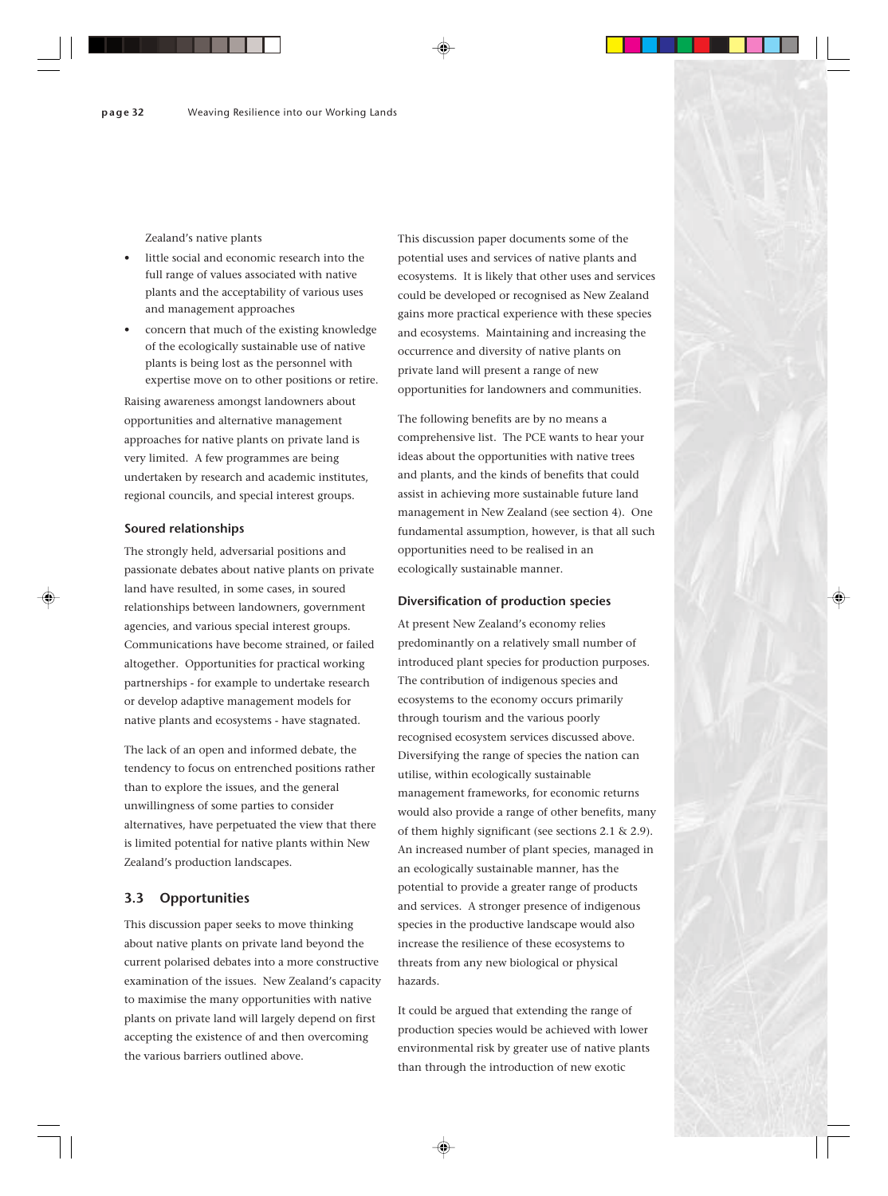Zealand's native plants

- little social and economic research into the full range of values associated with native plants and the acceptability of various uses and management approaches
- concern that much of the existing knowledge of the ecologically sustainable use of native plants is being lost as the personnel with expertise move on to other positions or retire.

Raising awareness amongst landowners about opportunities and alternative management approaches for native plants on private land is very limited. A few programmes are being undertaken by research and academic institutes, regional councils, and special interest groups.

#### Soured relationships

The strongly held, adversarial positions and passionate debates about native plants on private land have resulted, in some cases, in soured relationships between landowners, government agencies, and various special interest groups. Communications have become strained, or failed altogether. Opportunities for practical working partnerships - for example to undertake research or develop adaptive management models for native plants and ecosystems - have stagnated.

The lack of an open and informed debate, the tendency to focus on entrenched positions rather than to explore the issues, and the general unwillingness of some parties to consider alternatives, have perpetuated the view that there is limited potential for native plants within New Zealand's production landscapes.

### 3.3 Opportunities

This discussion paper seeks to move thinking about native plants on private land beyond the current polarised debates into a more constructive examination of the issues. New Zealand's capacity to maximise the many opportunities with native plants on private land will largely depend on first accepting the existence of and then overcoming the various barriers outlined above.

This discussion paper documents some of the potential uses and services of native plants and ecosystems. It is likely that other uses and services could be developed or recognised as New Zealand gains more practical experience with these species and ecosystems. Maintaining and increasing the occurrence and diversity of native plants on private land will present a range of new opportunities for landowners and communities.

The following benefits are by no means a comprehensive list. The PCE wants to hear your ideas about the opportunities with native trees and plants, and the kinds of benefits that could assist in achieving more sustainable future land management in New Zealand (see section 4). One fundamental assumption, however, is that all such opportunities need to be realised in an ecologically sustainable manner.

#### Diversification of production species

At present New Zealand's economy relies predominantly on a relatively small number of introduced plant species for production purposes. The contribution of indigenous species and ecosystems to the economy occurs primarily through tourism and the various poorly recognised ecosystem services discussed above. Diversifying the range of species the nation can utilise, within ecologically sustainable management frameworks, for economic returns would also provide a range of other benefits, many of them highly significant (see sections 2.1 & 2.9). An increased number of plant species, managed in an ecologically sustainable manner, has the potential to provide a greater range of products and services. A stronger presence of indigenous species in the productive landscape would also increase the resilience of these ecosystems to threats from any new biological or physical hazards.

It could be argued that extending the range of production species would be achieved with lower environmental risk by greater use of native plants than through the introduction of new exotic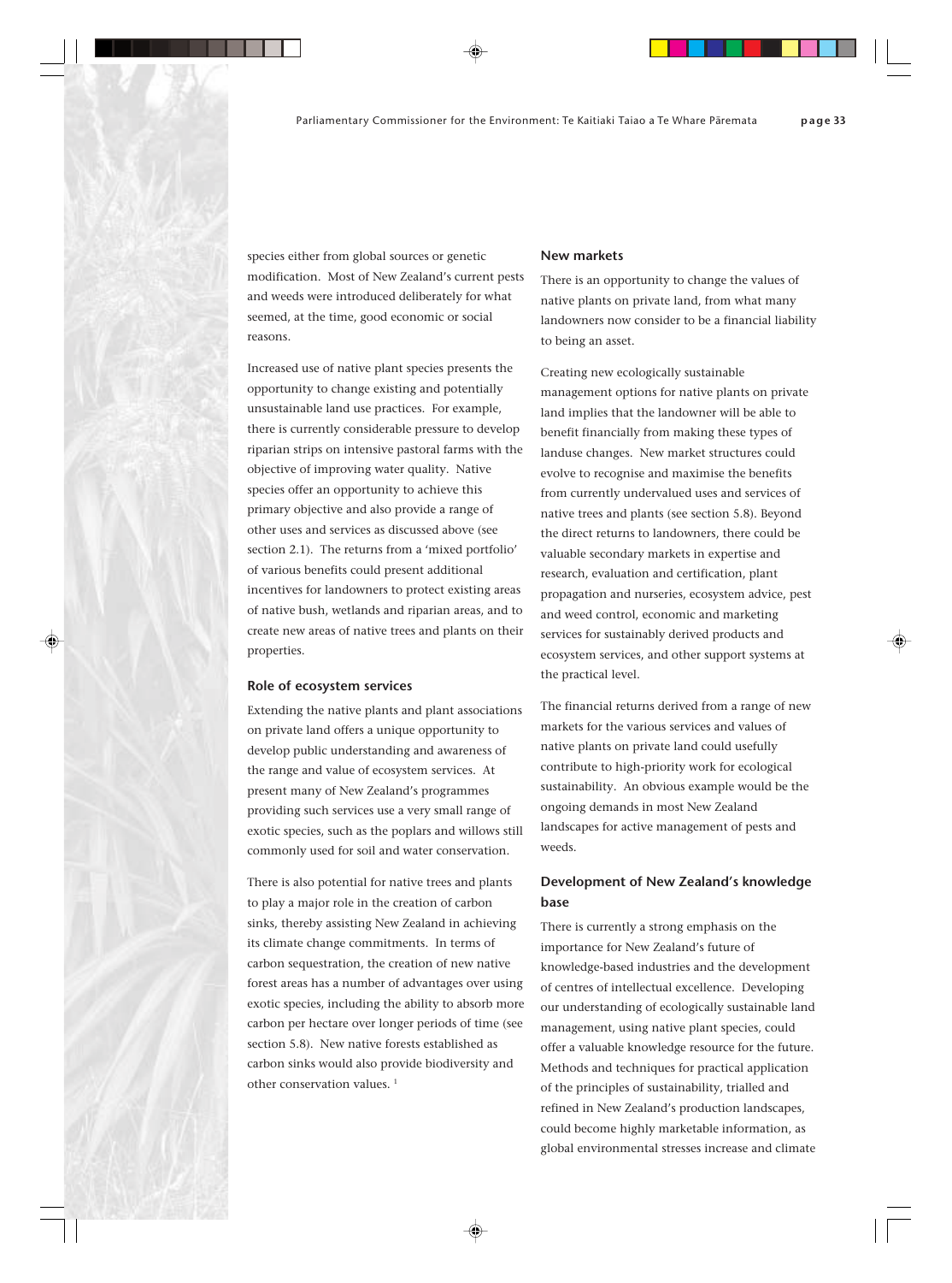species either from global sources or genetic modification. Most of New Zealand's current pests and weeds were introduced deliberately for what seemed, at the time, good economic or social reasons.

Increased use of native plant species presents the opportunity to change existing and potentially unsustainable land use practices. For example, there is currently considerable pressure to develop riparian strips on intensive pastoral farms with the objective of improving water quality. Native species offer an opportunity to achieve this primary objective and also provide a range of other uses and services as discussed above (see section 2.1). The returns from a 'mixed portfolio' of various benefits could present additional incentives for landowners to protect existing areas of native bush, wetlands and riparian areas, and to create new areas of native trees and plants on their properties.

### Role of ecosystem services

Extending the native plants and plant associations on private land offers a unique opportunity to develop public understanding and awareness of the range and value of ecosystem services. At present many of New Zealand's programmes providing such services use a very small range of exotic species, such as the poplars and willows still commonly used for soil and water conservation.

There is also potential for native trees and plants to play a major role in the creation of carbon sinks, thereby assisting New Zealand in achieving its climate change commitments. In terms of carbon sequestration, the creation of new native forest areas has a number of advantages over using exotic species, including the ability to absorb more carbon per hectare over longer periods of time (see section 5.8). New native forests established as carbon sinks would also provide biodiversity and other conservation values. [1]

### New markets

There is an opportunity to change the values of native plants on private land, from what many landowners now consider to be a financial liability to being an asset.

Creating new ecologically sustainable management options for native plants on private land implies that the landowner will be able to benefit financially from making these types of landuse changes. New market structures could evolve to recognise and maximise the benefits from currently undervalued uses and services of native trees and plants (see section 5.8). Beyond the direct returns to landowners, there could be valuable secondary markets in expertise and research, evaluation and certification, plant propagation and nurseries, ecosystem advice, pest and weed control, economic and marketing services for sustainably derived products and ecosystem services, and other support systems at the practical level.

The financial returns derived from a range of new markets for the various services and values of native plants on private land could usefully contribute to high-priority work for ecological sustainability. An obvious example would be the ongoing demands in most New Zealand landscapes for active management of pests and weeds.

### Development of New Zealand's knowledge base

There is currently a strong emphasis on the importance for New Zealand's future of knowledge-based industries and the development of centres of intellectual excellence. Developing our understanding of ecologically sustainable land management, using native plant species, could offer a valuable knowledge resource for the future. Methods and techniques for practical application of the principles of sustainability, trialled and refined in New Zealand's production landscapes, could become highly marketable information, as global environmental stresses increase and climate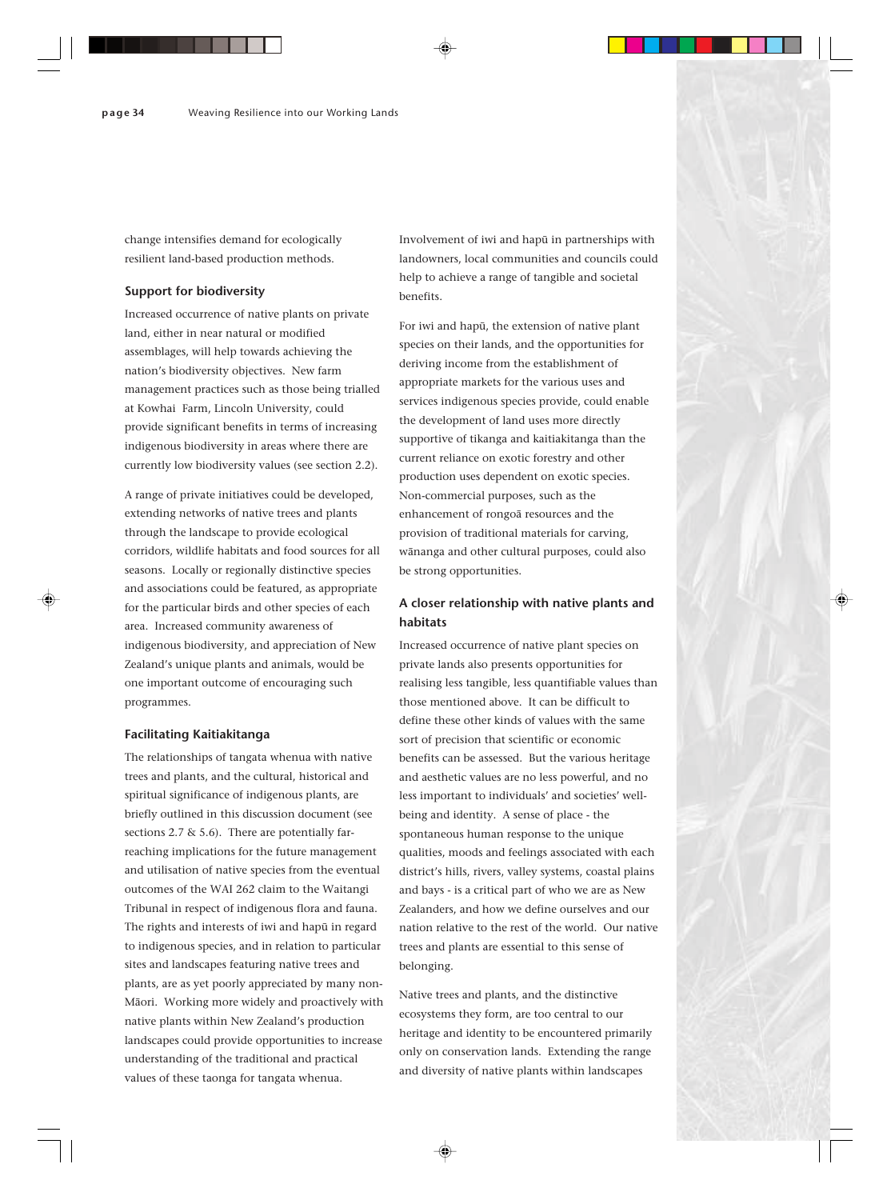change intensifies demand for ecologically resilient land-based production methods.

### Support for biodiversity

Increased occurrence of native plants on private land, either in near natural or modified assemblages, will help towards achieving the nation's biodiversity objectives. New farm management practices such as those being trialled at Kowhai Farm, Lincoln University, could provide significant benefits in terms of increasing indigenous biodiversity in areas where there are currently low biodiversity values (see section 2.2).

A range of private initiatives could be developed, extending networks of native trees and plants through the landscape to provide ecological corridors, wildlife habitats and food sources for all seasons. Locally or regionally distinctive species and associations could be featured, as appropriate for the particular birds and other species of each area. Increased community awareness of indigenous biodiversity, and appreciation of New Zealand's unique plants and animals, would be one important outcome of encouraging such programmes.

### Facilitating Kaitiakitanga

The relationships of tangata whenua with native trees and plants, and the cultural, historical and spiritual significance of indigenous plants, are briefly outlined in this discussion document (see sections 2.7 & 5.6). There are potentially far-reaching implications for the future management and utilisation of native species from the eventual outcomes of the WAI 262 claim to the Waitangi Tribunal in respect of indigenous flora and fauna. The rights and interests of iwi and hapū in regard to indigenous species, and in relation to particular sites and landscapes featuring native trees and plants, are as yet poorly appreciated by many non-Māori. Working more widely and proactively with native plants within New Zealand's production landscapes could provide opportunities to increase understanding of the traditional and practical values of these taonga for tangata whenua.

Involvement of iwi and hapū in partnerships with landowners, local communities and councils could help to achieve a range of tangible and societal benefits.

For iwi and hapū, the extension of native plant species on their lands, and the opportunities for deriving income from the establishment of appropriate markets for the various uses and services indigenous species provide, could enable the development of land uses more directly supportive of tikanga and kaitiakitanga than the current reliance on exotic forestry and other production uses dependent on exotic species. Non-commercial purposes, such as the enhancement of rongoā resources and the provision of traditional materials for carving, wānanga and other cultural purposes, could also be strong opportunities.

### A closer relationship with native plants and habitats

Increased occurrence of native plant species on private lands also presents opportunities for realising less tangible, less quantifiable values than those mentioned above. It can be difficult to define these other kinds of values with the same sort of precision that scientific or economic benefits can be assessed. But the various heritage and aesthetic values are no less powerful, and no less important to individuals' and societies' well-being and identity. A sense of place - the spontaneous human response to the unique qualities, moods and feelings associated with each district's hills, rivers, valley systems, coastal plains and bays - is a critical part of who we are as New Zealanders, and how we define ourselves and our nation relative to the rest of the world. Our native trees and plants are essential to this sense of belonging.

Native trees and plants, and the distinctive ecosystems they form, are too central to our heritage and identity to be encountered primarily only on conservation lands. Extending the range and diversity of native plants within landscapes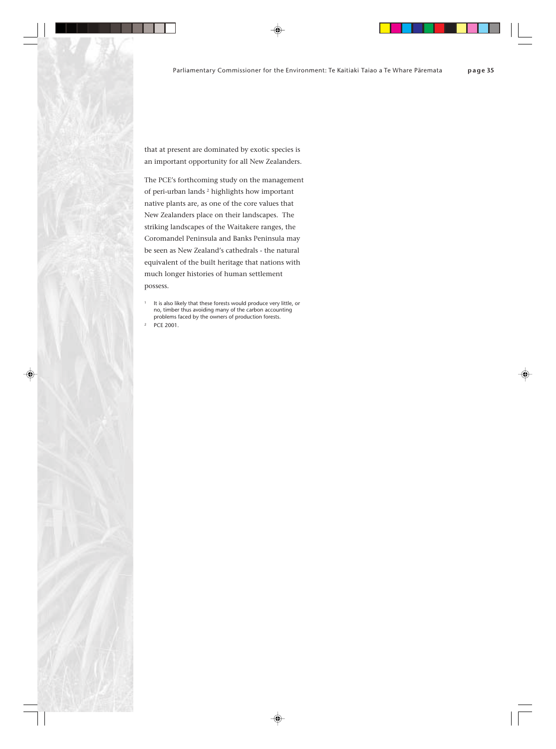that at present are dominated by exotic species is an important opportunity for all New Zealanders.

The PCE's forthcoming study on the management of peri-urban lands [2] highlights how important native plants are, as one of the core values that New Zealanders place on their landscapes. The striking landscapes of the Waitakere ranges, the Coromandel Peninsula and Banks Peninsula may be seen as New Zealand's cathedrals - the natural equivalent of the built heritage that nations with much longer histories of human settlement possess.

[1] It is also likely that these forests would produce very little, or no, timber thus avoiding many of the carbon accounting problems faced by the owners of production forests.

[2] PCE 2001.